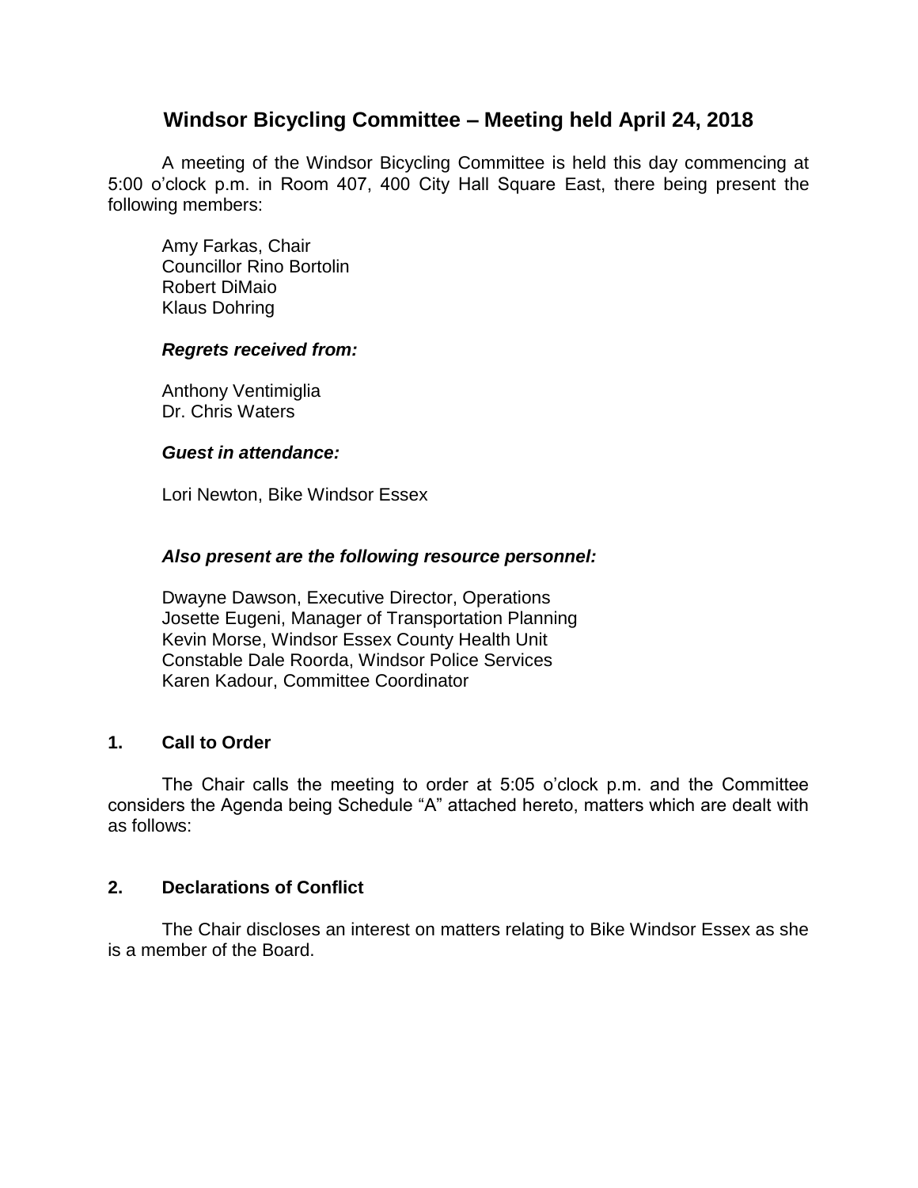# Windsor Bicycling Committee – Meeting held April 24, 2018

A meeting of the Windsor Bicycling Committee is held this day commencing at 5:00 o'clock p.m. in Room 407, 400 City Hall Square East, there being present the following members:

Amy Farkas, Chair
Councillor Rino Bortolin
Robert DiMaio
Klaus Dohring

***Regrets received from:***

Anthony Ventimiglia
Dr. Chris Waters

***Guest in attendance:***

Lori Newton, Bike Windsor Essex

***Also present are the following resource personnel:***

Dwayne Dawson, Executive Director, Operations
Josette Eugeni, Manager of Transportation Planning
Kevin Morse, Windsor Essex County Health Unit
Constable Dale Roorda, Windsor Police Services
Karen Kadour, Committee Coordinator

## 1. Call to Order

The Chair calls the meeting to order at 5:05 o'clock p.m. and the Committee considers the Agenda being Schedule "A" attached hereto, matters which are dealt with as follows:

## 2. Declarations of Conflict

The Chair discloses an interest on matters relating to Bike Windsor Essex as she is a member of the Board.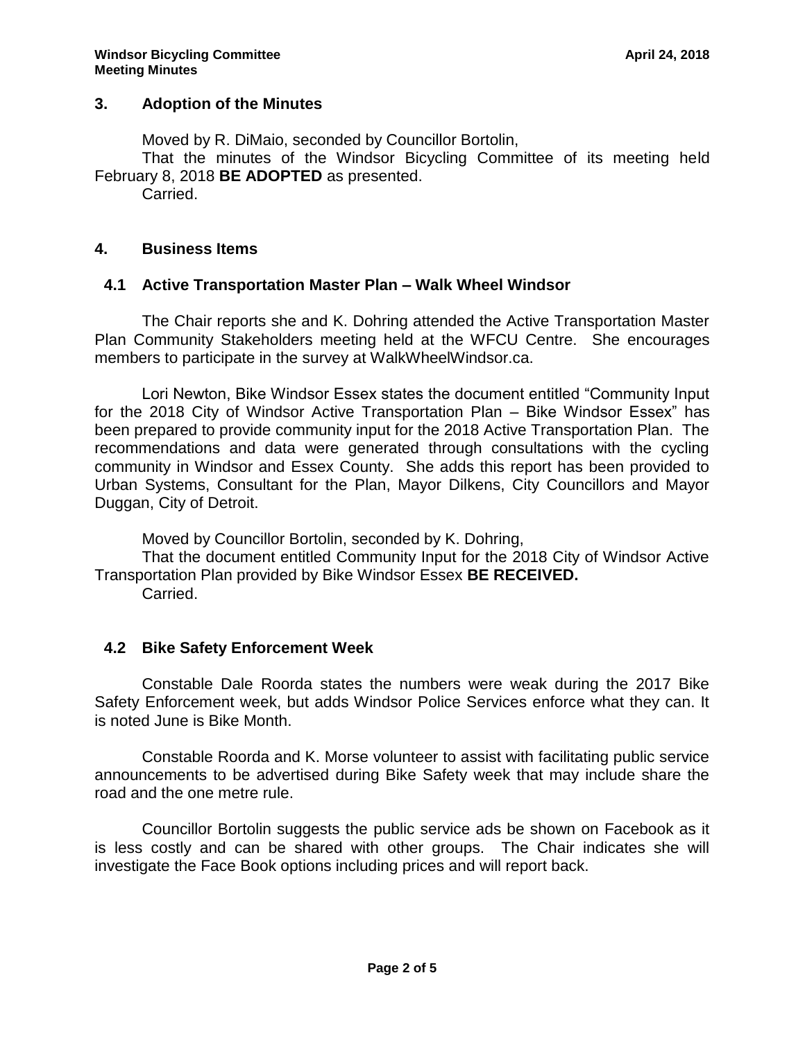## 3. Adoption of the Minutes

Moved by R. DiMaio, seconded by Councillor Bortolin,

That the minutes of the Windsor Bicycling Committee of its meeting held February 8, 2018 **BE ADOPTED** as presented.

Carried.

## 4. Business Items

### 4.1 Active Transportation Master Plan – Walk Wheel Windsor

The Chair reports she and K. Dohring attended the Active Transportation Master Plan Community Stakeholders meeting held at the WFCU Centre. She encourages members to participate in the survey at WalkWheelWindsor.ca.

Lori Newton, Bike Windsor Essex states the document entitled "Community Input for the 2018 City of Windsor Active Transportation Plan – Bike Windsor Essex" has been prepared to provide community input for the 2018 Active Transportation Plan. The recommendations and data were generated through consultations with the cycling community in Windsor and Essex County. She adds this report has been provided to Urban Systems, Consultant for the Plan, Mayor Dilkens, City Councillors and Mayor Duggan, City of Detroit.

Moved by Councillor Bortolin, seconded by K. Dohring,

That the document entitled Community Input for the 2018 City of Windsor Active Transportation Plan provided by Bike Windsor Essex **BE RECEIVED.**

Carried.

### 4.2 Bike Safety Enforcement Week

Constable Dale Roorda states the numbers were weak during the 2017 Bike Safety Enforcement week, but adds Windsor Police Services enforce what they can. It is noted June is Bike Month.

Constable Roorda and K. Morse volunteer to assist with facilitating public service announcements to be advertised during Bike Safety week that may include share the road and the one metre rule.

Councillor Bortolin suggests the public service ads be shown on Facebook as it is less costly and can be shared with other groups. The Chair indicates she will investigate the Face Book options including prices and will report back.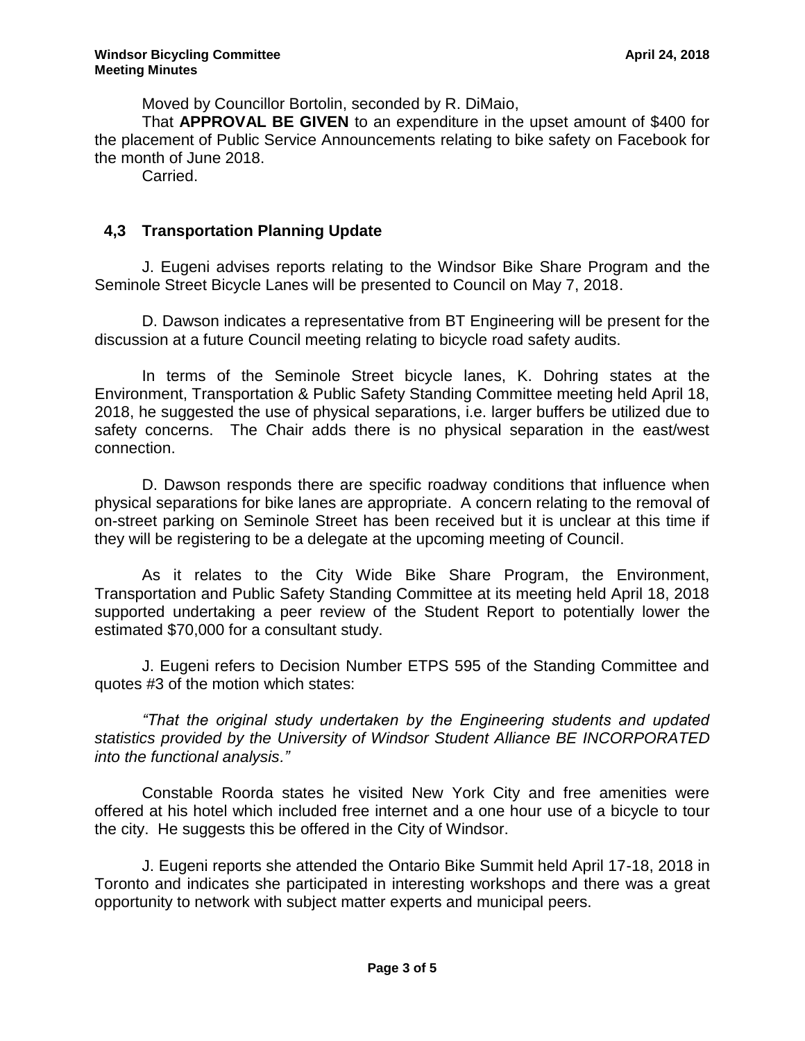Moved by Councillor Bortolin, seconded by R. DiMaio,

That **APPROVAL BE GIVEN** to an expenditure in the upset amount of $400 for the placement of Public Service Announcements relating to bike safety on Facebook for the month of June 2018.

Carried.

## 4,3 Transportation Planning Update

J. Eugeni advises reports relating to the Windsor Bike Share Program and the Seminole Street Bicycle Lanes will be presented to Council on May 7, 2018.

D. Dawson indicates a representative from BT Engineering will be present for the discussion at a future Council meeting relating to bicycle road safety audits.

In terms of the Seminole Street bicycle lanes, K. Dohring states at the Environment, Transportation & Public Safety Standing Committee meeting held April 18, 2018, he suggested the use of physical separations, i.e. larger buffers be utilized due to safety concerns. The Chair adds there is no physical separation in the east/west connection.

D. Dawson responds there are specific roadway conditions that influence when physical separations for bike lanes are appropriate. A concern relating to the removal of on-street parking on Seminole Street has been received but it is unclear at this time if they will be registering to be a delegate at the upcoming meeting of Council.

As it relates to the City Wide Bike Share Program, the Environment, Transportation and Public Safety Standing Committee at its meeting held April 18, 2018 supported undertaking a peer review of the Student Report to potentially lower the estimated $70,000 for a consultant study.

J. Eugeni refers to Decision Number ETPS 595 of the Standing Committee and quotes #3 of the motion which states:

*"That the original study undertaken by the Engineering students and updated statistics provided by the University of Windsor Student Alliance BE INCORPORATED into the functional analysis."*

Constable Roorda states he visited New York City and free amenities were offered at his hotel which included free internet and a one hour use of a bicycle to tour the city. He suggests this be offered in the City of Windsor.

J. Eugeni reports she attended the Ontario Bike Summit held April 17-18, 2018 in Toronto and indicates she participated in interesting workshops and there was a great opportunity to network with subject matter experts and municipal peers.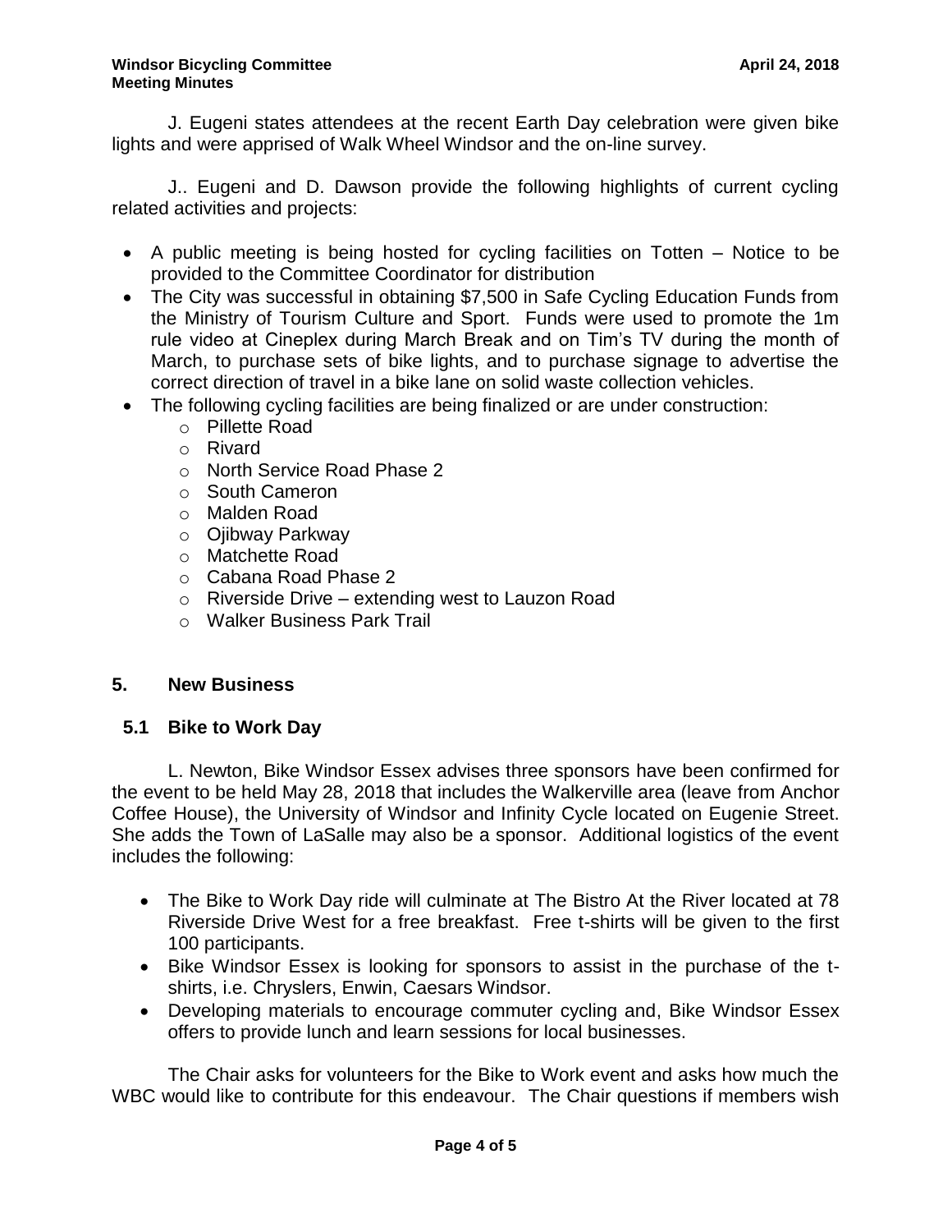J. Eugeni states attendees at the recent Earth Day celebration were given bike lights and were apprised of Walk Wheel Windsor and the on-line survey.

J.. Eugeni and D. Dawson provide the following highlights of current cycling related activities and projects:

- A public meeting is being hosted for cycling facilities on Totten – Notice to be provided to the Committee Coordinator for distribution
- The City was successful in obtaining $7,500 in Safe Cycling Education Funds from the Ministry of Tourism Culture and Sport. Funds were used to promote the 1m rule video at Cineplex during March Break and on Tim's TV during the month of March, to purchase sets of bike lights, and to purchase signage to advertise the correct direction of travel in a bike lane on solid waste collection vehicles.
- The following cycling facilities are being finalized or are under construction:
  - Pillette Road
  - Rivard
  - North Service Road Phase 2
  - South Cameron
  - Malden Road
  - Ojibway Parkway
  - Matchette Road
  - Cabana Road Phase 2
  - Riverside Drive – extending west to Lauzon Road
  - Walker Business Park Trail

## 5. New Business

### 5.1 Bike to Work Day

L. Newton, Bike Windsor Essex advises three sponsors have been confirmed for the event to be held May 28, 2018 that includes the Walkerville area (leave from Anchor Coffee House), the University of Windsor and Infinity Cycle located on Eugenie Street. She adds the Town of LaSalle may also be a sponsor. Additional logistics of the event includes the following:

- The Bike to Work Day ride will culminate at The Bistro At the River located at 78 Riverside Drive West for a free breakfast. Free t-shirts will be given to the first 100 participants.
- Bike Windsor Essex is looking for sponsors to assist in the purchase of the t-shirts, i.e. Chryslers, Enwin, Caesars Windsor.
- Developing materials to encourage commuter cycling and, Bike Windsor Essex offers to provide lunch and learn sessions for local businesses.

The Chair asks for volunteers for the Bike to Work event and asks how much the WBC would like to contribute for this endeavour. The Chair questions if members wish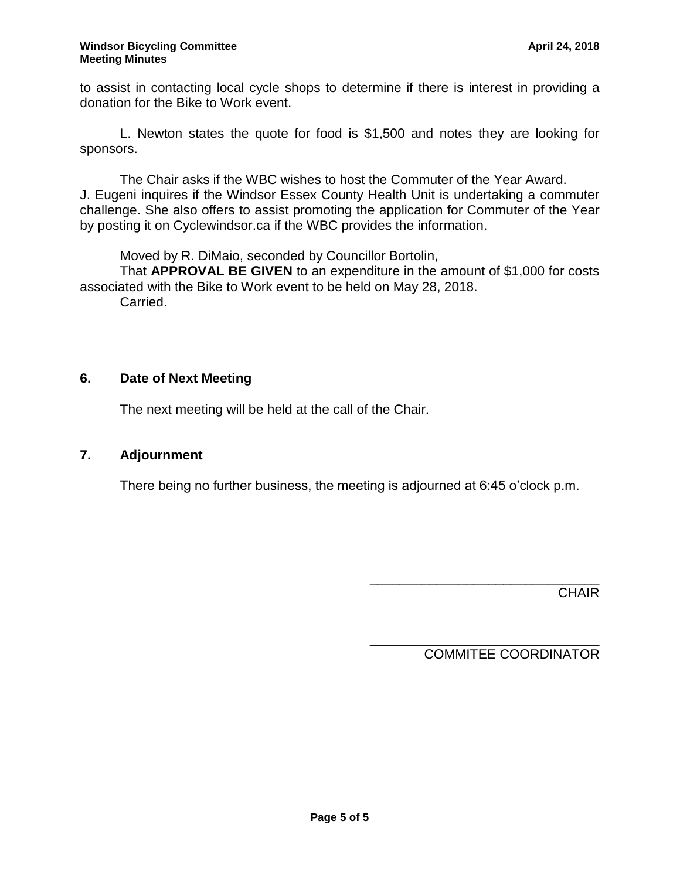to assist in contacting local cycle shops to determine if there is interest in providing a donation for the Bike to Work event.

L. Newton states the quote for food is $1,500 and notes they are looking for sponsors.

The Chair asks if the WBC wishes to host the Commuter of the Year Award. J. Eugeni inquires if the Windsor Essex County Health Unit is undertaking a commuter challenge. She also offers to assist promoting the application for Commuter of the Year by posting it on Cyclewindsor.ca if the WBC provides the information.

Moved by R. DiMaio, seconded by Councillor Bortolin,
That **APPROVAL BE GIVEN** to an expenditure in the amount of $1,000 for costs associated with the Bike to Work event to be held on May 28, 2018.
Carried.

## 6. Date of Next Meeting

The next meeting will be held at the call of the Chair.

## 7. Adjournment

There being no further business, the meeting is adjourned at 6:45 o'clock p.m.

_______________________________
CHAIR

_______________________________
COMMITEE COORDINATOR